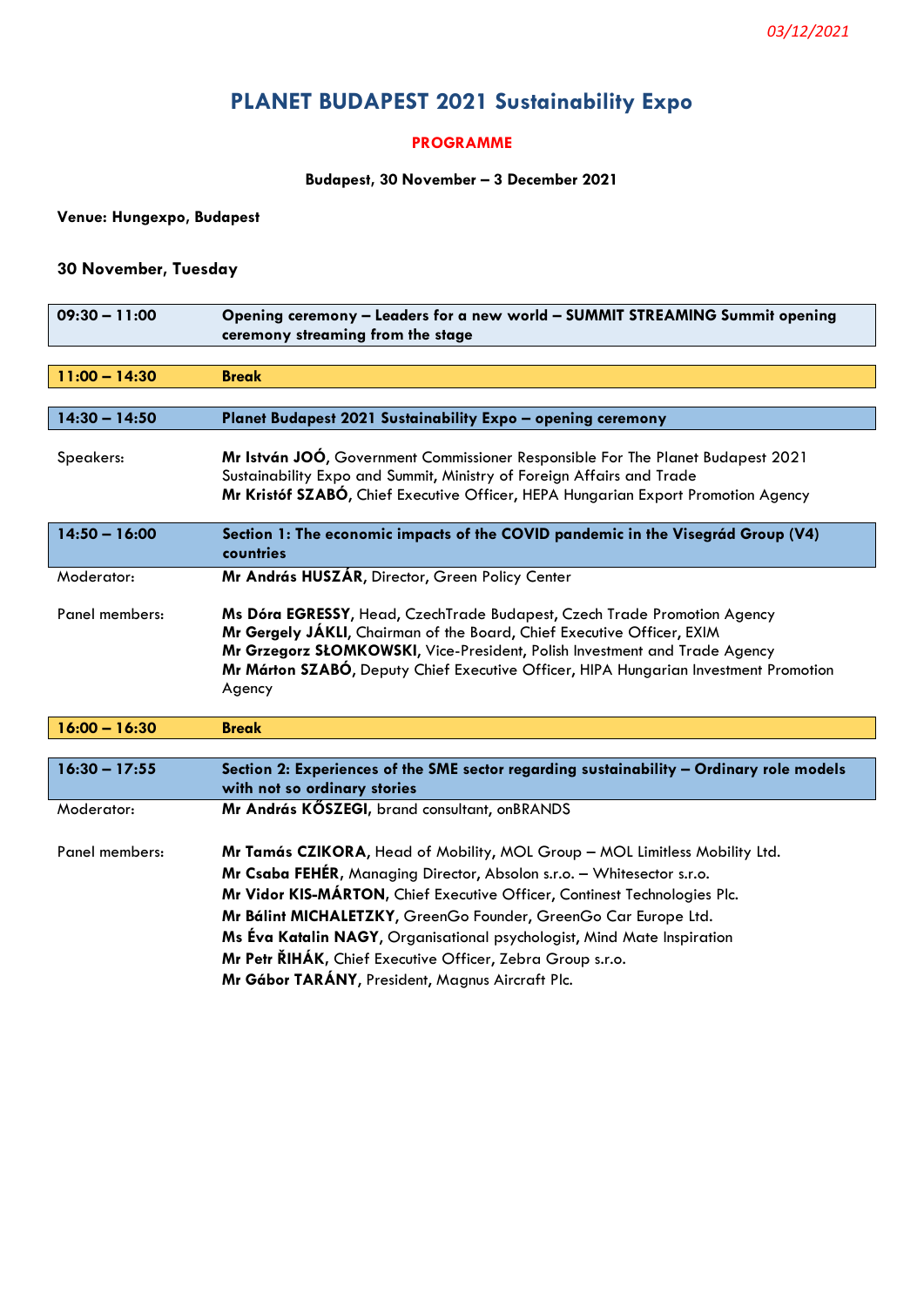*03/12/2021*

# PLANET BUDAPEST 2021 Sustainability Expo

**PROGRAMME**

**Budapest, 30 November – 3 December 2021**

**Venue: Hungexpo, Budapest**

## 30 November, Tuesday

| | |
|---|---|
| **09:30 – 11:00** | **Opening ceremony – Leaders for a new world – SUMMIT STREAMING Summit opening ceremony streaming from the stage** |
| **11:00 – 14:30** | **Break** |
| **14:30 – 14:50** | **Planet Budapest 2021 Sustainability Expo – opening ceremony** |
| Speakers: | **Mr István JOÓ**, Government Commissioner Responsible For The Planet Budapest 2021 Sustainability Expo and Summit, Ministry of Foreign Affairs and Trade<br>**Mr Kristóf SZABÓ**, Chief Executive Officer, HEPA Hungarian Export Promotion Agency |
| **14:50 – 16:00** | **Section 1: The economic impacts of the COVID pandemic in the Visegrád Group (V4) countries** |
| Moderator: | **Mr András HUSZÁR**, Director, Green Policy Center |
| Panel members: | **Ms Dóra EGRESSY**, Head, CzechTrade Budapest, Czech Trade Promotion Agency<br>**Mr Gergely JÁKLI**, Chairman of the Board, Chief Executive Officer, EXIM<br>**Mr Grzegorz SŁOMKOWSKI**, Vice-President, Polish Investment and Trade Agency<br>**Mr Márton SZABÓ**, Deputy Chief Executive Officer, HIPA Hungarian Investment Promotion Agency |
| **16:00 – 16:30** | **Break** |
| **16:30 – 17:55** | **Section 2: Experiences of the SME sector regarding sustainability – Ordinary role models with not so ordinary stories** |
| Moderator: | **Mr András KŐSZEGI**, brand consultant, onBRANDS |
| Panel members: | **Mr Tamás CZIKORA**, Head of Mobility, MOL Group – MOL Limitless Mobility Ltd.<br>**Mr Csaba FEHÉR**, Managing Director, Absolon s.r.o. – Whitesector s.r.o.<br>**Mr Vidor KIS-MÁRTON**, Chief Executive Officer, Continest Technologies Plc.<br>**Mr Bálint MICHALETZKY**, GreenGo Founder, GreenGo Car Europe Ltd.<br>**Ms Éva Katalin NAGY**, Organisational psychologist, Mind Mate Inspiration<br>**Mr Petr ŘIHÁK**, Chief Executive Officer, Zebra Group s.r.o.<br>**Mr Gábor TARÁNY**, President, Magnus Aircraft Plc. |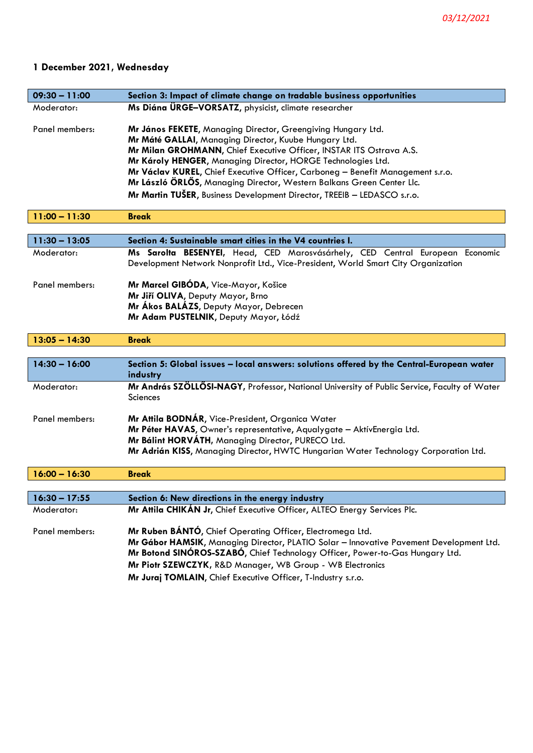03/12/2021

## 1 December 2021, Wednesday

| 09:30 – 11:00 | Section 3: Impact of climate change on tradable business opportunities |
|---|---|
| Moderator: | **Ms Diána ÜRGE–VORSATZ**, physicist, climate researcher |
| Panel members: | **Mr János FEKETE**, Managing Director, Greengiving Hungary Ltd.<br>**Mr Máté GALLAI**, Managing Director, Kuube Hungary Ltd.<br>**Mr Milan GROHMANN**, Chief Executive Officer, INSTAR ITS Ostrava A.S.<br>**Mr Károly HENGER**, Managing Director, HORGE Technologies Ltd.<br>**Mr Václav KUREL**, Chief Executive Officer, Carboneg – Benefit Management s.r.o.<br>**Mr László ÖRLŐS**, Managing Director, Western Balkans Green Center Llc.<br>**Mr Martin TUŠER**, Business Development Director, TREEIB – LEDASCO s.r.o. |

| 11:00 – 11:30 | Break |
|---|---|

| 11:30 – 13:05 | Section 4: Sustainable smart cities in the V4 countries I. |
|---|---|
| Moderator: | **Ms Sarolta BESENYEI**, Head, CED Marosvásárhely, CED Central European Economic Development Network Nonprofit Ltd., Vice-President, World Smart City Organization |
| Panel members: | **Mr Marcel GIBÓDA**, Vice-Mayor, Košice<br>**Mr Jiří OLIVA**, Deputy Mayor, Brno<br>**Mr Ákos BALÁZS**, Deputy Mayor, Debrecen<br>**Mr Adam PUSTELNIK**, Deputy Mayor, Łódź |

| 13:05 – 14:30 | Break |
|---|---|

| 14:30 – 16:00 | Section 5: Global issues – local answers: solutions offered by the Central-European water industry |
|---|---|
| Moderator: | **Mr András SZÖLLŐSI-NAGY**, Professor, National University of Public Service, Faculty of Water Sciences |
| Panel members: | **Mr Attila BODNÁR**, Vice-President, Organica Water<br>**Mr Péter HAVAS**, Owner's representative, Aqualygate – AktívEnergia Ltd.<br>**Mr Bálint HORVÁTH**, Managing Director, PURECO Ltd.<br>**Mr Adrián KISS**, Managing Director, HWTC Hungarian Water Technology Corporation Ltd. |

| 16:00 – 16:30 | Break |
|---|---|

| 16:30 – 17:55 | Section 6: New directions in the energy industry |
|---|---|
| Moderator: | **Mr Attila CHIKÁN Jr**, Chief Executive Officer, ALTEO Energy Services Plc. |
| Panel members: | **Mr Ruben BÁNTÓ**, Chief Operating Officer, Electromega Ltd.<br>**Mr Gábor HAMSIK**, Managing Director, PLATIO Solar – Innovative Pavement Development Ltd.<br>**Mr Botond SINÓROS-SZABÓ**, Chief Technology Officer, Power-to-Gas Hungary Ltd.<br>**Mr Piotr SZEWCZYK**, R&D Manager, WB Group - WB Electronics<br>**Mr Juraj TOMLAIN**, Chief Executive Officer, T-Industry s.r.o. |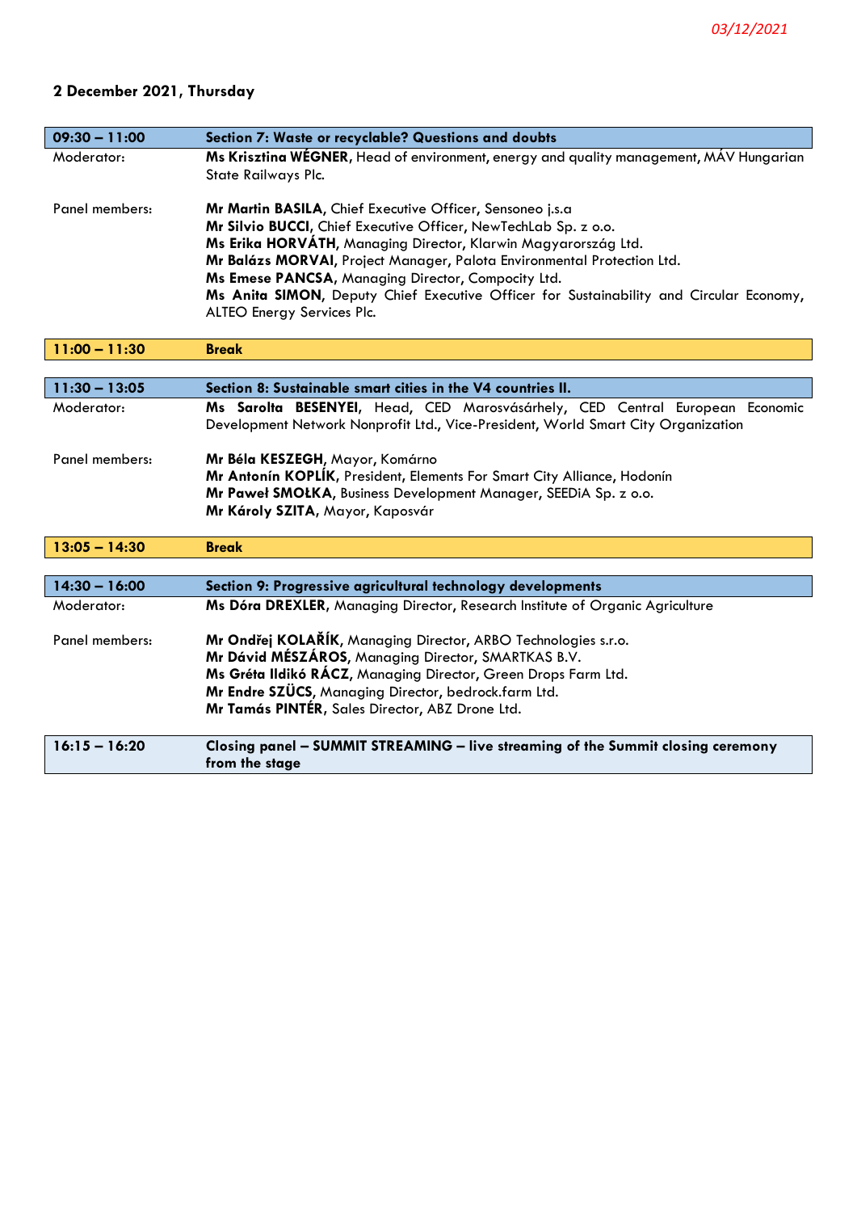03/12/2021

## 2 December 2021, Thursday

| 09:30 – 11:00 | Section 7: Waste or recyclable? Questions and doubts |
|---|---|
| Moderator: | **Ms Krisztina WÉGNER**, Head of environment, energy and quality management, MÁV Hungarian State Railways Plc. |
| Panel members: | **Mr Martin BASILA**, Chief Executive Officer, Sensoneo j.s.a<br>**Mr Silvio BUCCI**, Chief Executive Officer, NewTechLab Sp. z o.o.<br>**Ms Erika HORVÁTH**, Managing Director, Klarwin Magyarország Ltd.<br>**Mr Balázs MORVAI**, Project Manager, Palota Environmental Protection Ltd.<br>**Ms Emese PANCSA**, Managing Director, Compocity Ltd.<br>**Ms Anita SIMON**, Deputy Chief Executive Officer for Sustainability and Circular Economy, ALTEO Energy Services Plc. |

| 11:00 – 11:30 | Break |
|---|---|

| 11:30 – 13:05 | Section 8: Sustainable smart cities in the V4 countries II. |
|---|---|
| Moderator: | **Ms Sarolta BESENYEI**, Head, CED Marosvásárhely, CED Central European Economic Development Network Nonprofit Ltd., Vice-President, World Smart City Organization |
| Panel members: | **Mr Béla KESZEGH**, Mayor, Komárno<br>**Mr Antonín KOPLÍK**, President, Elements For Smart City Alliance, Hodonín<br>**Mr Paweł SMOŁKA**, Business Development Manager, SEEDiA Sp. z o.o.<br>**Mr Károly SZITA**, Mayor, Kaposvár |

| 13:05 – 14:30 | Break |
|---|---|

| 14:30 – 16:00 | Section 9: Progressive agricultural technology developments |
|---|---|
| Moderator: | **Ms Dóra DREXLER**, Managing Director, Research Institute of Organic Agriculture |
| Panel members: | **Mr Ondřej KOLAŘÍK**, Managing Director, ARBO Technologies s.r.o.<br>**Mr Dávid MÉSZÁROS**, Managing Director, SMARTKAS B.V.<br>**Ms Gréta Ildikó RÁCZ**, Managing Director, Green Drops Farm Ltd.<br>**Mr Endre SZÜCS**, Managing Director, bedrock.farm Ltd.<br>**Mr Tamás PINTÉR**, Sales Director, ABZ Drone Ltd. |

| 16:15 – 16:20 | Closing panel – SUMMIT STREAMING – live streaming of the Summit closing ceremony from the stage |
|---|---|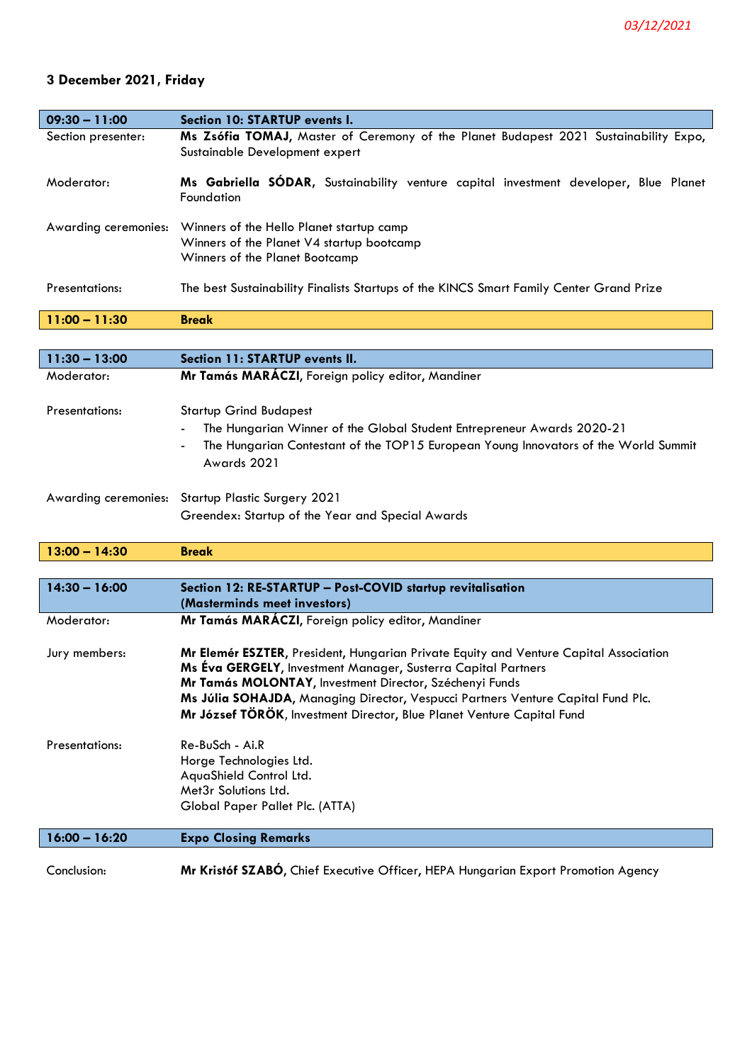*03/12/2021*

## 3 December 2021, Friday

| **09:30 – 11:00** | **Section 10: STARTUP events I.** |
|---|---|
| Section presenter: | **Ms Zsófia TOMAJ,** Master of Ceremony of the Planet Budapest 2021 Sustainability Expo, Sustainable Development expert |
| Moderator: | **Ms Gabriella SÓDAR,** Sustainability venture capital investment developer, Blue Planet Foundation |
| Awarding ceremonies: | Winners of the Hello Planet startup camp<br>Winners of the Planet V4 startup bootcamp<br>Winners of the Planet Bootcamp |
| Presentations: | The best Sustainability Finalists Startups of the KINCS Smart Family Center Grand Prize |
| **11:00 – 11:30** | **Break** |
| **11:30 – 13:00** | **Section 11: STARTUP events II.** |
| Moderator: | **Mr Tamás MARÁCZI,** Foreign policy editor, Mandiner |
| Presentations: | Startup Grind Budapest<br>- The Hungarian Winner of the Global Student Entrepreneur Awards 2020-21<br>- The Hungarian Contestant of the TOP15 European Young Innovators of the World Summit Awards 2021 |
| Awarding ceremonies: | Startup Plastic Surgery 2021<br>Greendex: Startup of the Year and Special Awards |
| **13:00 – 14:30** | **Break** |
| **14:30 – 16:00** | **Section 12: RE-STARTUP – Post-COVID startup revitalisation (Masterminds meet investors)** |
| Moderator: | **Mr Tamás MARÁCZI,** Foreign policy editor, Mandiner |
| Jury members: | **Mr Elemér ESZTER,** President, Hungarian Private Equity and Venture Capital Association<br>**Ms Éva GERGELY,** Investment Manager, Susterra Capital Partners<br>**Mr Tamás MOLONTAY,** Investment Director, Széchenyi Funds<br>**Ms Júlia SOHAJDA,** Managing Director, Vespucci Partners Venture Capital Fund Plc.<br>**Mr József TÖRÖK,** Investment Director, Blue Planet Venture Capital Fund |
| Presentations: | Re-BuSch - Ai.R<br>Horge Technologies Ltd.<br>AquaShield Control Ltd.<br>Met3r Solutions Ltd.<br>Global Paper Pallet Plc. (ATTA) |
| **16:00 – 16:20** | **Expo Closing Remarks** |
| Conclusion: | **Mr Kristóf SZABÓ,** Chief Executive Officer, HEPA Hungarian Export Promotion Agency |